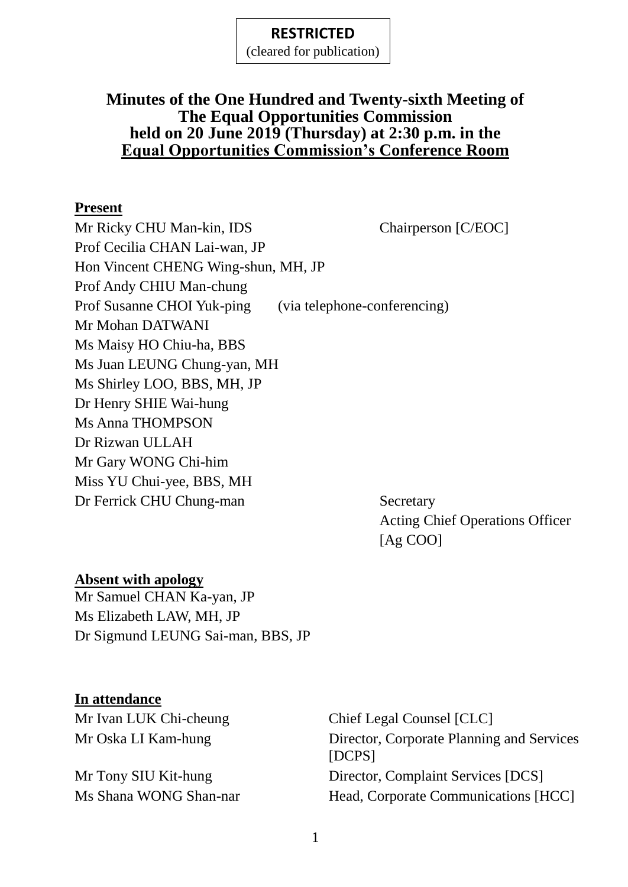**RESTRICTED**
(cleared for publication)

# Minutes of the One Hundred and Twenty-sixth Meeting of The Equal Opportunities Commission held on 20 June 2019 (Thursday) at 2:30 p.m. in the Equal Opportunities Commission's Conference Room

**Present**

| | |
|---|---|
| Mr Ricky CHU Man-kin, IDS | Chairperson [C/EOC] |
| Prof Cecilia CHAN Lai-wan, JP | |
| Hon Vincent CHENG Wing-shun, MH, JP | |
| Prof Andy CHIU Man-chung | |
| Prof Susanne CHOI Yuk-ping (via telephone-conferencing) | |
| Mr Mohan DATWANI | |
| Ms Maisy HO Chiu-ha, BBS | |
| Ms Juan LEUNG Chung-yan, MH | |
| Ms Shirley LOO, BBS, MH, JP | |
| Dr Henry SHIE Wai-hung | |
| Ms Anna THOMPSON | |
| Dr Rizwan ULLAH | |
| Mr Gary WONG Chi-him | |
| Miss YU Chui-yee, BBS, MH | |
| Dr Ferrick CHU Chung-man | Secretary<br>Acting Chief Operations Officer [Ag COO] |

**Absent with apology**

Mr Samuel CHAN Ka-yan, JP
Ms Elizabeth LAW, MH, JP
Dr Sigmund LEUNG Sai-man, BBS, JP

**In attendance**

| | |
|---|---|
| Mr Ivan LUK Chi-cheung | Chief Legal Counsel [CLC] |
| Mr Oska LI Kam-hung | Director, Corporate Planning and Services [DCPS] |
| Mr Tony SIU Kit-hung | Director, Complaint Services [DCS] |
| Ms Shana WONG Shan-nar | Head, Corporate Communications [HCC] |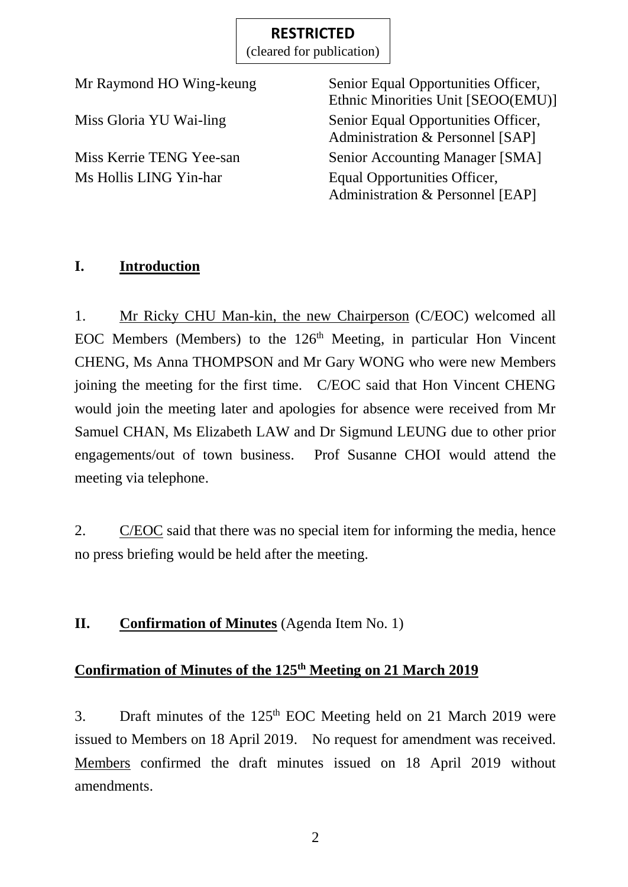**RESTRICTED**
(cleared for publication)

| | |
|---|---|
| Mr Raymond HO Wing-keung | Senior Equal Opportunities Officer, Ethnic Minorities Unit [SEOO(EMU)] |
| Miss Gloria YU Wai-ling | Senior Equal Opportunities Officer, Administration & Personnel [SAP] |
| Miss Kerrie TENG Yee-san | Senior Accounting Manager [SMA] |
| Ms Hollis LING Yin-har | Equal Opportunities Officer, Administration & Personnel [EAP] |

## I. Introduction

1. Mr Ricky CHU Man-kin, the new Chairperson (C/EOC) welcomed all EOC Members (Members) to the 126th Meeting, in particular Hon Vincent CHENG, Ms Anna THOMPSON and Mr Gary WONG who were new Members joining the meeting for the first time. C/EOC said that Hon Vincent CHENG would join the meeting later and apologies for absence were received from Mr Samuel CHAN, Ms Elizabeth LAW and Dr Sigmund LEUNG due to other prior engagements/out of town business. Prof Susanne CHOI would attend the meeting via telephone.

2. C/EOC said that there was no special item for informing the media, hence no press briefing would be held after the meeting.

## II. Confirmation of Minutes (Agenda Item No. 1)

### Confirmation of Minutes of the 125th Meeting on 21 March 2019

3. Draft minutes of the 125th EOC Meeting held on 21 March 2019 were issued to Members on 18 April 2019. No request for amendment was received. Members confirmed the draft minutes issued on 18 April 2019 without amendments.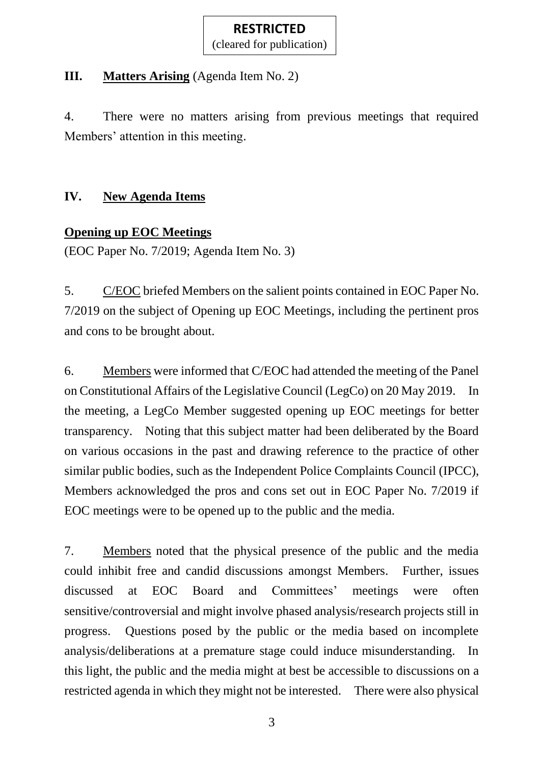**RESTRICTED**
(cleared for publication)

## III. Matters Arising (Agenda Item No. 2)

4. There were no matters arising from previous meetings that required Members' attention in this meeting.

## IV. New Agenda Items

### Opening up EOC Meetings

(EOC Paper No. 7/2019; Agenda Item No. 3)

5. C/EOC briefed Members on the salient points contained in EOC Paper No. 7/2019 on the subject of Opening up EOC Meetings, including the pertinent pros and cons to be brought about.

6. Members were informed that C/EOC had attended the meeting of the Panel on Constitutional Affairs of the Legislative Council (LegCo) on 20 May 2019. In the meeting, a LegCo Member suggested opening up EOC meetings for better transparency. Noting that this subject matter had been deliberated by the Board on various occasions in the past and drawing reference to the practice of other similar public bodies, such as the Independent Police Complaints Council (IPCC), Members acknowledged the pros and cons set out in EOC Paper No. 7/2019 if EOC meetings were to be opened up to the public and the media.

7. Members noted that the physical presence of the public and the media could inhibit free and candid discussions amongst Members. Further, issues discussed at EOC Board and Committees' meetings were often sensitive/controversial and might involve phased analysis/research projects still in progress. Questions posed by the public or the media based on incomplete analysis/deliberations at a premature stage could induce misunderstanding. In this light, the public and the media might at best be accessible to discussions on a restricted agenda in which they might not be interested. There were also physical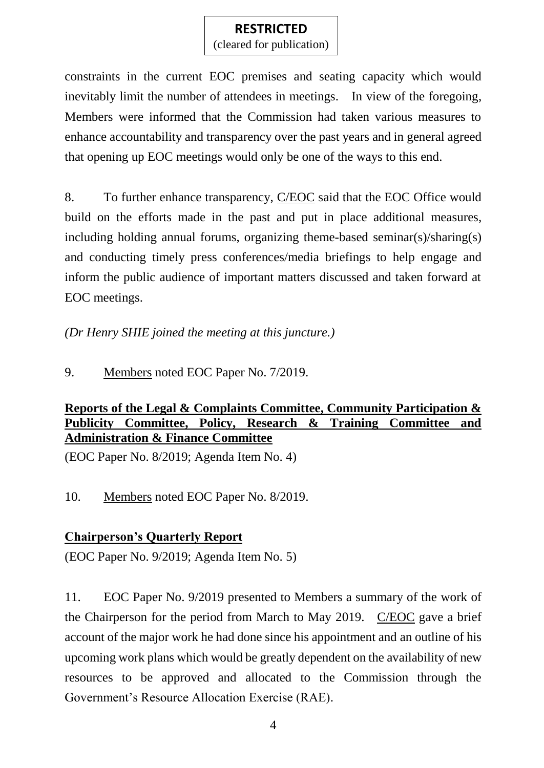constraints in the current EOC premises and seating capacity which would inevitably limit the number of attendees in meetings. In view of the foregoing, Members were informed that the Commission had taken various measures to enhance accountability and transparency over the past years and in general agreed that opening up EOC meetings would only be one of the ways to this end.

8. To further enhance transparency, C/EOC said that the EOC Office would build on the efforts made in the past and put in place additional measures, including holding annual forums, organizing theme-based seminar(s)/sharing(s) and conducting timely press conferences/media briefings to help engage and inform the public audience of important matters discussed and taken forward at EOC meetings.

*(Dr Henry SHIE joined the meeting at this juncture.)*

9. Members noted EOC Paper No. 7/2019.

**Reports of the Legal & Complaints Committee, Community Participation & Publicity Committee, Policy, Research & Training Committee and Administration & Finance Committee**

(EOC Paper No. 8/2019; Agenda Item No. 4)

10. Members noted EOC Paper No. 8/2019.

**Chairperson's Quarterly Report**

(EOC Paper No. 9/2019; Agenda Item No. 5)

11. EOC Paper No. 9/2019 presented to Members a summary of the work of the Chairperson for the period from March to May 2019. C/EOC gave a brief account of the major work he had done since his appointment and an outline of his upcoming work plans which would be greatly dependent on the availability of new resources to be approved and allocated to the Commission through the Government's Resource Allocation Exercise (RAE).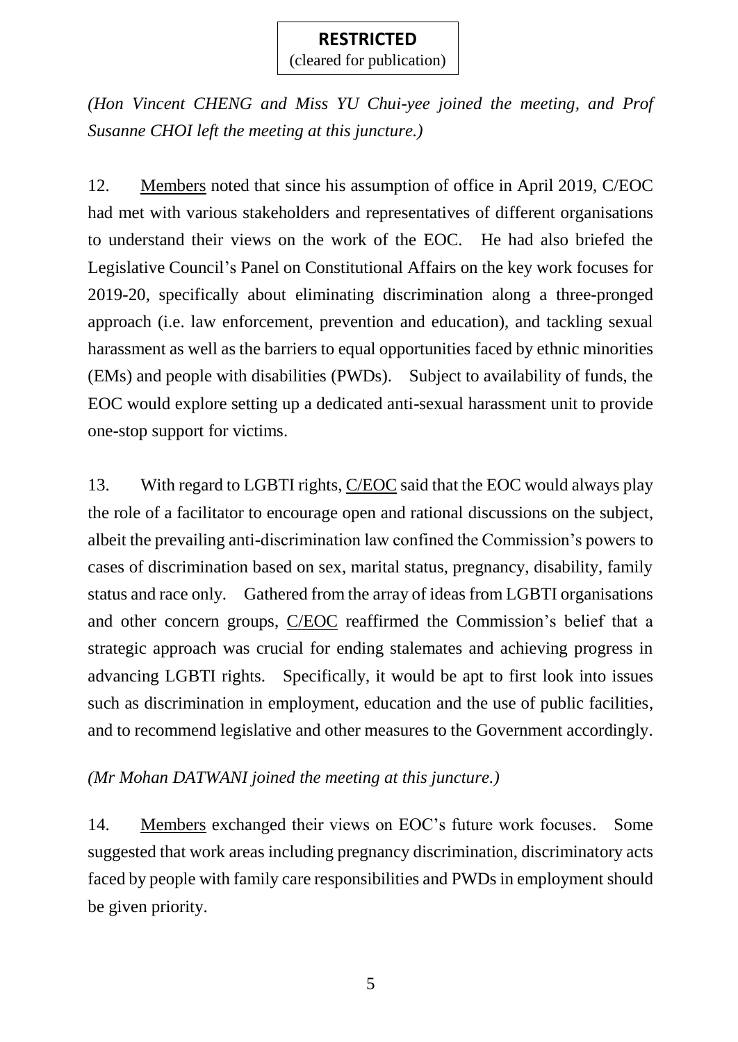**RESTRICTED**
(cleared for publication)

*(Hon Vincent CHENG and Miss YU Chui-yee joined the meeting, and Prof Susanne CHOI left the meeting at this juncture.)*

12. Members noted that since his assumption of office in April 2019, C/EOC had met with various stakeholders and representatives of different organisations to understand their views on the work of the EOC. He had also briefed the Legislative Council's Panel on Constitutional Affairs on the key work focuses for 2019-20, specifically about eliminating discrimination along a three-pronged approach (i.e. law enforcement, prevention and education), and tackling sexual harassment as well as the barriers to equal opportunities faced by ethnic minorities (EMs) and people with disabilities (PWDs). Subject to availability of funds, the EOC would explore setting up a dedicated anti-sexual harassment unit to provide one-stop support for victims.

13. With regard to LGBTI rights, C/EOC said that the EOC would always play the role of a facilitator to encourage open and rational discussions on the subject, albeit the prevailing anti-discrimination law confined the Commission's powers to cases of discrimination based on sex, marital status, pregnancy, disability, family status and race only. Gathered from the array of ideas from LGBTI organisations and other concern groups, C/EOC reaffirmed the Commission's belief that a strategic approach was crucial for ending stalemates and achieving progress in advancing LGBTI rights. Specifically, it would be apt to first look into issues such as discrimination in employment, education and the use of public facilities, and to recommend legislative and other measures to the Government accordingly.

*(Mr Mohan DATWANI joined the meeting at this juncture.)*

14. Members exchanged their views on EOC's future work focuses. Some suggested that work areas including pregnancy discrimination, discriminatory acts faced by people with family care responsibilities and PWDs in employment should be given priority.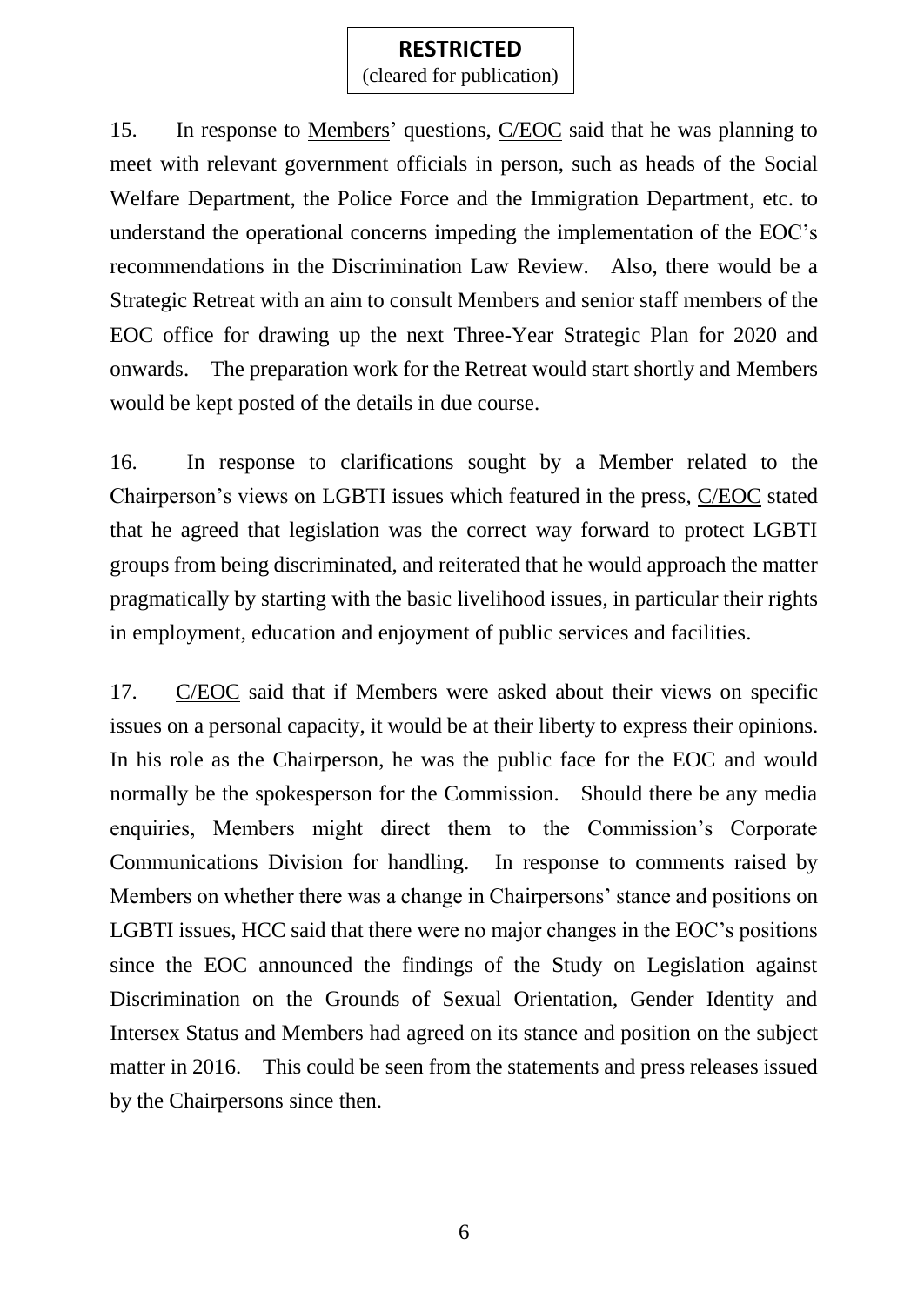15. In response to <u>Members</u>' questions, <u>C/EOC</u> said that he was planning to meet with relevant government officials in person, such as heads of the Social Welfare Department, the Police Force and the Immigration Department, etc. to understand the operational concerns impeding the implementation of the EOC's recommendations in the Discrimination Law Review. Also, there would be a Strategic Retreat with an aim to consult Members and senior staff members of the EOC office for drawing up the next Three-Year Strategic Plan for 2020 and onwards. The preparation work for the Retreat would start shortly and Members would be kept posted of the details in due course.

16. In response to clarifications sought by a Member related to the Chairperson's views on LGBTI issues which featured in the press, <u>C/EOC</u> stated that he agreed that legislation was the correct way forward to protect LGBTI groups from being discriminated, and reiterated that he would approach the matter pragmatically by starting with the basic livelihood issues, in particular their rights in employment, education and enjoyment of public services and facilities.

17. <u>C/EOC</u> said that if Members were asked about their views on specific issues on a personal capacity, it would be at their liberty to express their opinions. In his role as the Chairperson, he was the public face for the EOC and would normally be the spokesperson for the Commission. Should there be any media enquiries, Members might direct them to the Commission's Corporate Communications Division for handling. In response to comments raised by Members on whether there was a change in Chairpersons' stance and positions on LGBTI issues, HCC said that there were no major changes in the EOC's positions since the EOC announced the findings of the Study on Legislation against Discrimination on the Grounds of Sexual Orientation, Gender Identity and Intersex Status and Members had agreed on its stance and position on the subject matter in 2016. This could be seen from the statements and press releases issued by the Chairpersons since then.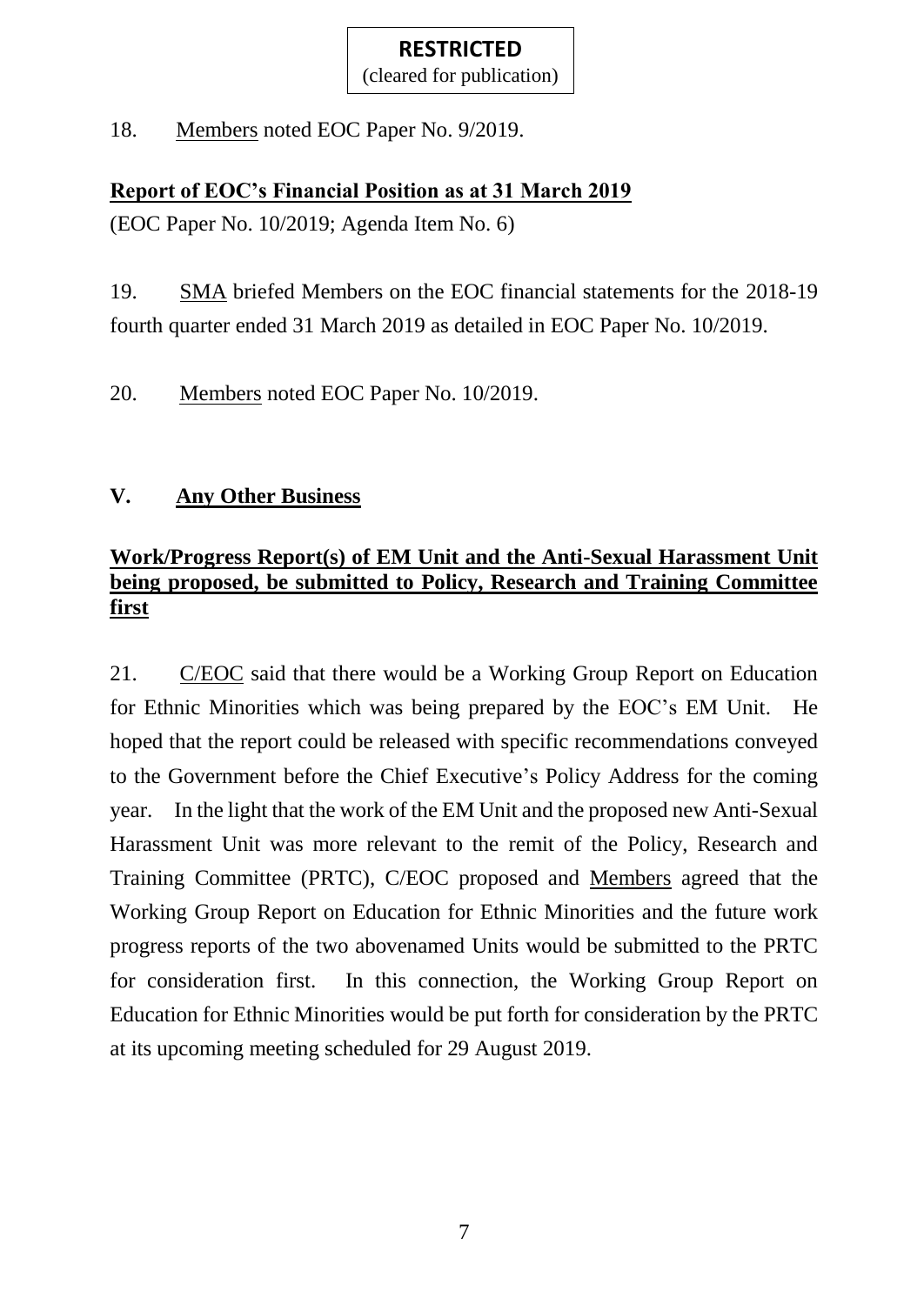**RESTRICTED**
(cleared for publication)

18. Members noted EOC Paper No. 9/2019.

**Report of EOC's Financial Position as at 31 March 2019**
(EOC Paper No. 10/2019; Agenda Item No. 6)

19. SMA briefed Members on the EOC financial statements for the 2018-19 fourth quarter ended 31 March 2019 as detailed in EOC Paper No. 10/2019.

20. Members noted EOC Paper No. 10/2019.

## V. Any Other Business

**Work/Progress Report(s) of EM Unit and the Anti-Sexual Harassment Unit being proposed, be submitted to Policy, Research and Training Committee first**

21. C/EOC said that there would be a Working Group Report on Education for Ethnic Minorities which was being prepared by the EOC's EM Unit. He hoped that the report could be released with specific recommendations conveyed to the Government before the Chief Executive's Policy Address for the coming year. In the light that the work of the EM Unit and the proposed new Anti-Sexual Harassment Unit was more relevant to the remit of the Policy, Research and Training Committee (PRTC), C/EOC proposed and Members agreed that the Working Group Report on Education for Ethnic Minorities and the future work progress reports of the two abovenamed Units would be submitted to the PRTC for consideration first. In this connection, the Working Group Report on Education for Ethnic Minorities would be put forth for consideration by the PRTC at its upcoming meeting scheduled for 29 August 2019.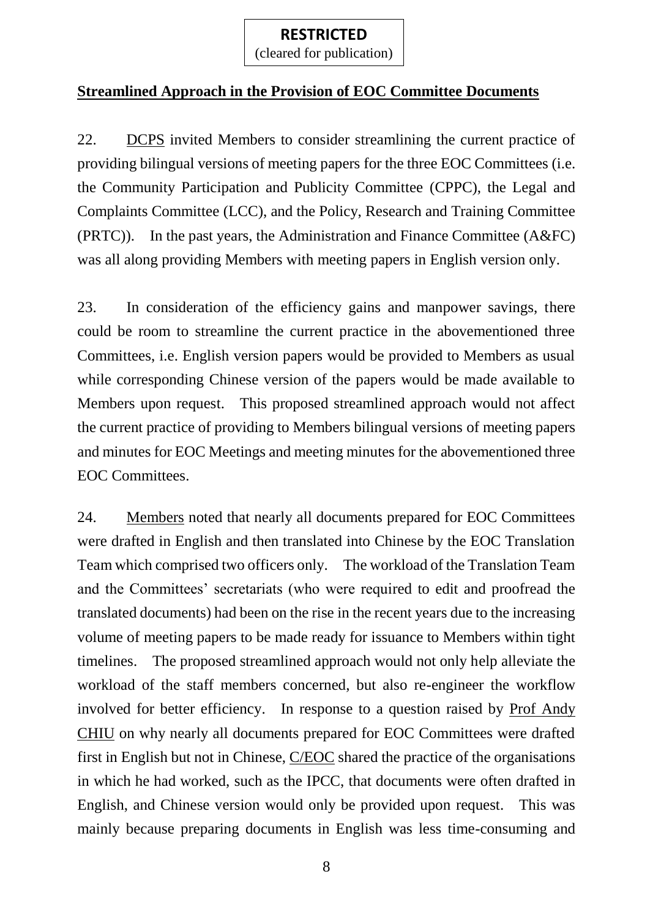**RESTRICTED**
(cleared for publication)

**Streamlined Approach in the Provision of EOC Committee Documents**

22. DCPS invited Members to consider streamlining the current practice of providing bilingual versions of meeting papers for the three EOC Committees (i.e. the Community Participation and Publicity Committee (CPPC), the Legal and Complaints Committee (LCC), and the Policy, Research and Training Committee (PRTC)). In the past years, the Administration and Finance Committee (A&FC) was all along providing Members with meeting papers in English version only.

23. In consideration of the efficiency gains and manpower savings, there could be room to streamline the current practice in the abovementioned three Committees, i.e. English version papers would be provided to Members as usual while corresponding Chinese version of the papers would be made available to Members upon request. This proposed streamlined approach would not affect the current practice of providing to Members bilingual versions of meeting papers and minutes for EOC Meetings and meeting minutes for the abovementioned three EOC Committees.

24. Members noted that nearly all documents prepared for EOC Committees were drafted in English and then translated into Chinese by the EOC Translation Team which comprised two officers only. The workload of the Translation Team and the Committees' secretariats (who were required to edit and proofread the translated documents) had been on the rise in the recent years due to the increasing volume of meeting papers to be made ready for issuance to Members within tight timelines. The proposed streamlined approach would not only help alleviate the workload of the staff members concerned, but also re-engineer the workflow involved for better efficiency. In response to a question raised by Prof Andy CHIU on why nearly all documents prepared for EOC Committees were drafted first in English but not in Chinese, C/EOC shared the practice of the organisations in which he had worked, such as the IPCC, that documents were often drafted in English, and Chinese version would only be provided upon request. This was mainly because preparing documents in English was less time-consuming and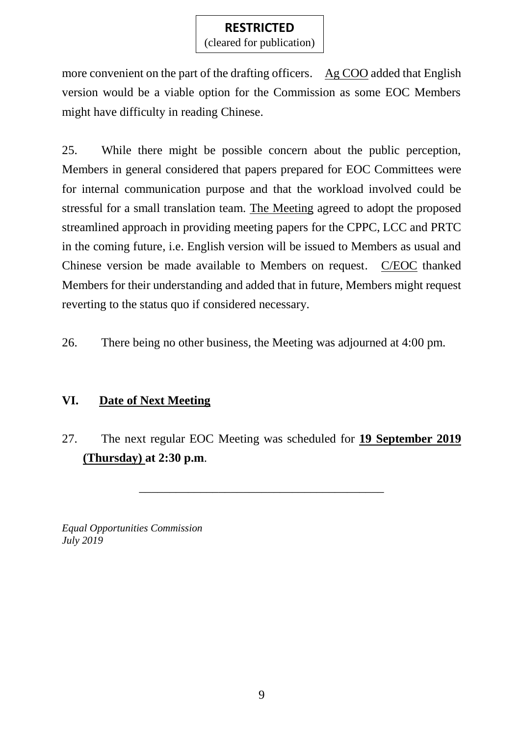**RESTRICTED**
(cleared for publication)

more convenient on the part of the drafting officers. Ag COO added that English version would be a viable option for the Commission as some EOC Members might have difficulty in reading Chinese.

25. While there might be possible concern about the public perception, Members in general considered that papers prepared for EOC Committees were for internal communication purpose and that the workload involved could be stressful for a small translation team. The Meeting agreed to adopt the proposed streamlined approach in providing meeting papers for the CPPC, LCC and PRTC in the coming future, i.e. English version will be issued to Members as usual and Chinese version be made available to Members on request. C/EOC thanked Members for their understanding and added that in future, Members might request reverting to the status quo if considered necessary.

26. There being no other business, the Meeting was adjourned at 4:00 pm.

## VI. Date of Next Meeting

27. The next regular EOC Meeting was scheduled for **19 September 2019 (Thursday) at 2:30 p.m**.

---

*Equal Opportunities Commission*
*July 2019*